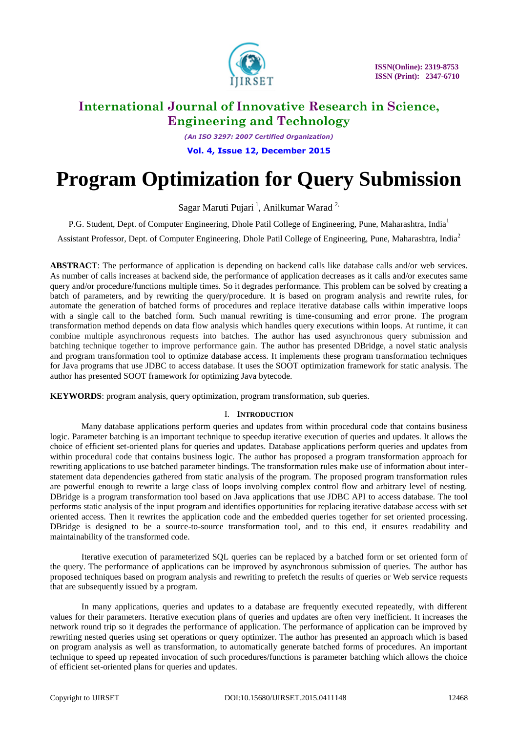# Program Optimization for Query Submission

Sagar Maruti Pujari [1], Anilkumar Warad [2]

P.G. Student, Dept. of Computer Engineering, Dhole Patil College of Engineering, Pune, Maharashtra, India[1]

Assistant Professor, Dept. of Computer Engineering, Dhole Patil College of Engineering, Pune, Maharashtra, India[2]

**ABSTRACT**: The performance of application is depending on backend calls like database calls and/or web services. As number of calls increases at backend side, the performance of application decreases as it calls and/or executes same query and/or procedure/functions multiple times. So it degrades performance. This problem can be solved by creating a batch of parameters, and by rewriting the query/procedure. It is based on program analysis and rewrite rules, for automate the generation of batched forms of procedures and replace iterative database calls within imperative loops with a single call to the batched form. Such manual rewriting is time-consuming and error prone. The program transformation method depends on data flow analysis which handles query executions within loops. At runtime, it can combine multiple asynchronous requests into batches. The author has used asynchronous query submission and batching technique together to improve performance gain. The author has presented DBridge, a novel static analysis and program transformation tool to optimize database access. It implements these program transformation techniques for Java programs that use JDBC to access database. It uses the SOOT optimization framework for static analysis. The author has presented SOOT framework for optimizing Java bytecode.

**KEYWORDS**: program analysis, query optimization, program transformation, sub queries.

## I. Introduction

Many database applications perform queries and updates from within procedural code that contains business logic. Parameter batching is an important technique to speedup iterative execution of queries and updates. It allows the choice of efficient set-oriented plans for queries and updates. Database applications perform queries and updates from within procedural code that contains business logic. The author has proposed a program transformation approach for rewriting applications to use batched parameter bindings. The transformation rules make use of information about inter-statement data dependencies gathered from static analysis of the program. The proposed program transformation rules are powerful enough to rewrite a large class of loops involving complex control flow and arbitrary level of nesting. DBridge is a program transformation tool based on Java applications that use JDBC API to access database. The tool performs static analysis of the input program and identifies opportunities for replacing iterative database access with set oriented access. Then it rewrites the application code and the embedded queries together for set oriented processing. DBridge is designed to be a source-to-source transformation tool, and to this end, it ensures readability and maintainability of the transformed code.

Iterative execution of parameterized SQL queries can be replaced by a batched form or set oriented form of the query. The performance of applications can be improved by asynchronous submission of queries. The author has proposed techniques based on program analysis and rewriting to prefetch the results of queries or Web service requests that are subsequently issued by a program.

In many applications, queries and updates to a database are frequently executed repeatedly, with different values for their parameters. Iterative execution plans of queries and updates are often very inefficient. It increases the network round trip so it degrades the performance of application. The performance of application can be improved by rewriting nested queries using set operations or query optimizer. The author has presented an approach which is based on program analysis as well as transformation, to automatically generate batched forms of procedures. An important technique to speed up repeated invocation of such procedures/functions is parameter batching which allows the choice of efficient set-oriented plans for queries and updates.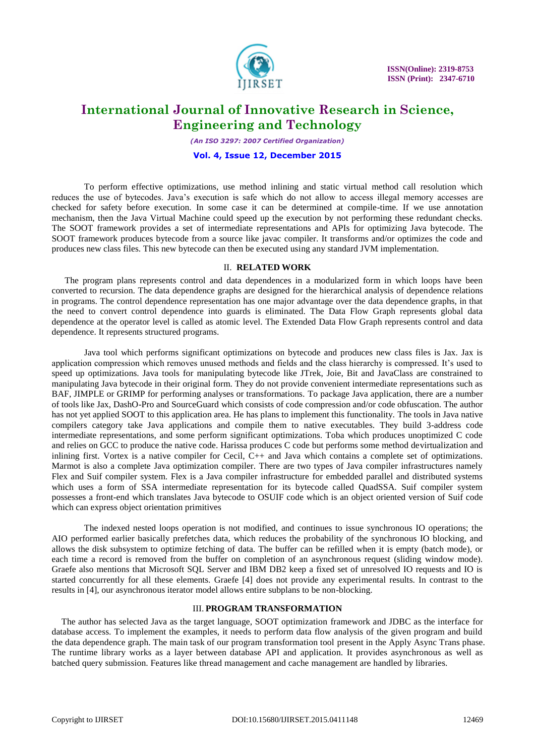To perform effective optimizations, use method inlining and static virtual method call resolution which reduces the use of bytecodes. Java's execution is safe which do not allow to access illegal memory accesses are checked for safety before execution. In some case it can be determined at compile-time. If we use annotation mechanism, then the Java Virtual Machine could speed up the execution by not performing these redundant checks. The SOOT framework provides a set of intermediate representations and APIs for optimizing Java bytecode. The SOOT framework produces bytecode from a source like javac compiler. It transforms and/or optimizes the code and produces new class files. This new bytecode can then be executed using any standard JVM implementation.

## II. RELATED WORK

The program plans represents control and data dependences in a modularized form in which loops have been converted to recursion. The data dependence graphs are designed for the hierarchical analysis of dependence relations in programs. The control dependence representation has one major advantage over the data dependence graphs, in that the need to convert control dependence into guards is eliminated. The Data Flow Graph represents global data dependence at the operator level is called as atomic level. The Extended Data Flow Graph represents control and data dependence. It represents structured programs.

Java tool which performs significant optimizations on bytecode and produces new class files is Jax. Jax is application compression which removes unused methods and fields and the class hierarchy is compressed. It's used to speed up optimizations. Java tools for manipulating bytecode like JTrek, Joie, Bit and JavaClass are constrained to manipulating Java bytecode in their original form. They do not provide convenient intermediate representations such as BAF, JIMPLE or GRIMP for performing analyses or transformations. To package Java application, there are a number of tools like Jax, DashO-Pro and SourceGuard which consists of code compression and/or code obfuscation. The author has not yet applied SOOT to this application area. He has plans to implement this functionality. The tools in Java native compilers category take Java applications and compile them to native executables. They build 3-address code intermediate representations, and some perform significant optimizations. Toba which produces unoptimized C code and relies on GCC to produce the native code. Harissa produces C code but performs some method devirtualization and inlining first. Vortex is a native compiler for Cecil, C++ and Java which contains a complete set of optimizations. Marmot is also a complete Java optimization compiler. There are two types of Java compiler infrastructures namely Flex and Suif compiler system. Flex is a Java compiler infrastructure for embedded parallel and distributed systems which uses a form of SSA intermediate representation for its bytecode called QuadSSA. Suif compiler system possesses a front-end which translates Java bytecode to OSUIF code which is an object oriented version of Suif code which can express object orientation primitives

The indexed nested loops operation is not modified, and continues to issue synchronous IO operations; the AIO performed earlier basically prefetches data, which reduces the probability of the synchronous IO blocking, and allows the disk subsystem to optimize fetching of data. The buffer can be refilled when it is empty (batch mode), or each time a record is removed from the buffer on completion of an asynchronous request (sliding window mode). Graefe also mentions that Microsoft SQL Server and IBM DB2 keep a fixed set of unresolved IO requests and IO is started concurrently for all these elements. Graefe [4] does not provide any experimental results. In contrast to the results in [4], our asynchronous iterator model allows entire subplans to be non-blocking.

## III. PROGRAM TRANSFORMATION

The author has selected Java as the target language, SOOT optimization framework and JDBC as the interface for database access. To implement the examples, it needs to perform data flow analysis of the given program and build the data dependence graph. The main task of our program transformation tool present in the Apply Async Trans phase. The runtime library works as a layer between database API and application. It provides asynchronous as well as batched query submission. Features like thread management and cache management are handled by libraries.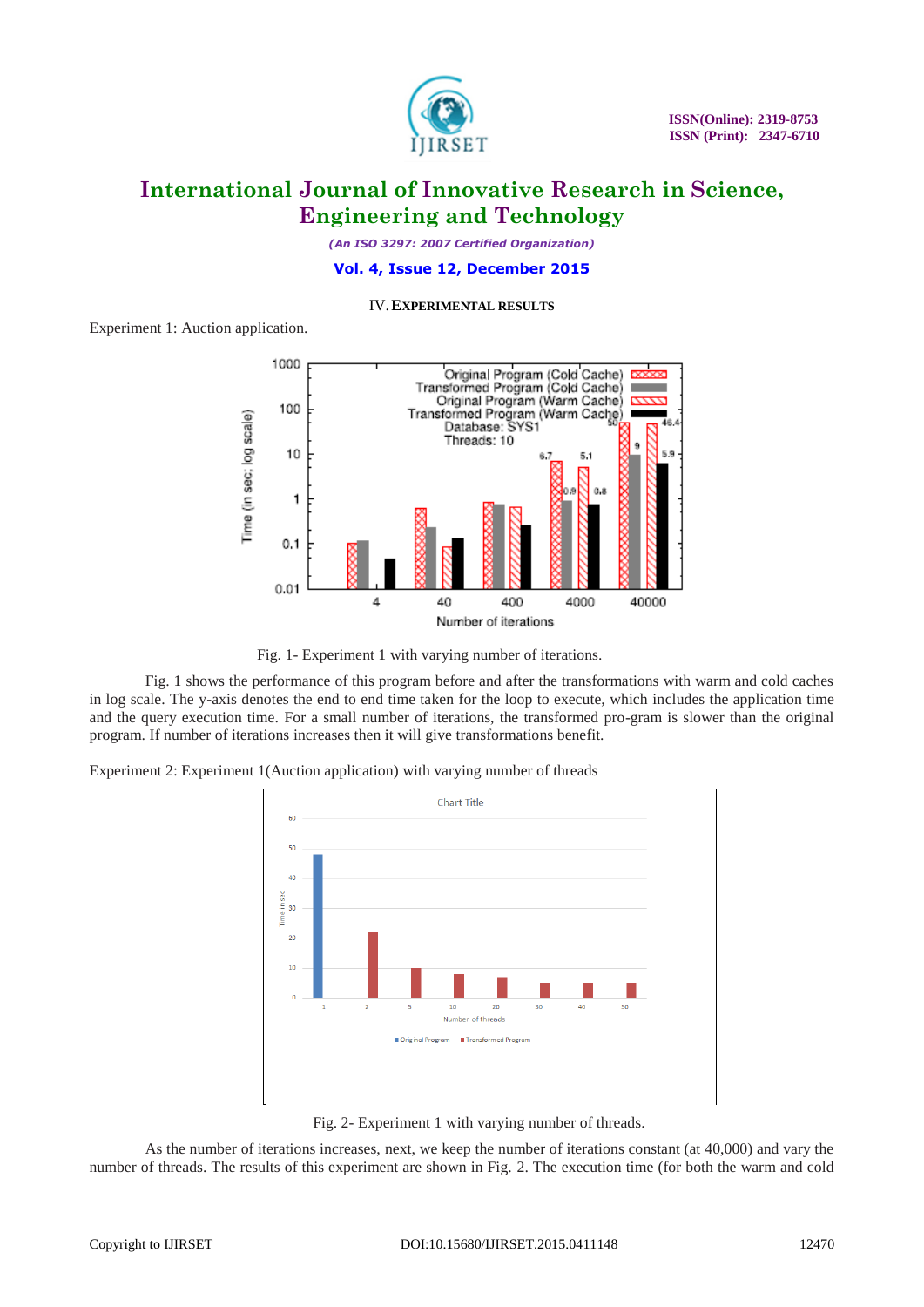## IV. EXPERIMENTAL RESULTS

Experiment 1: Auction application.

Fig. 1- Experiment 1 with varying number of iterations.

Fig. 1 shows the performance of this program before and after the transformations with warm and cold caches in log scale. The y-axis denotes the end to end time taken for the loop to execute, which includes the application time and the query execution time. For a small number of iterations, the transformed pro-gram is slower than the original program. If number of iterations increases then it will give transformations benefit.

Experiment 2: Experiment 1(Auction application) with varying number of threads

Fig. 2- Experiment 1 with varying number of threads.

As the number of iterations increases, next, we keep the number of iterations constant (at 40,000) and vary the number of threads. The results of this experiment are shown in Fig. 2. The execution time (for both the warm and cold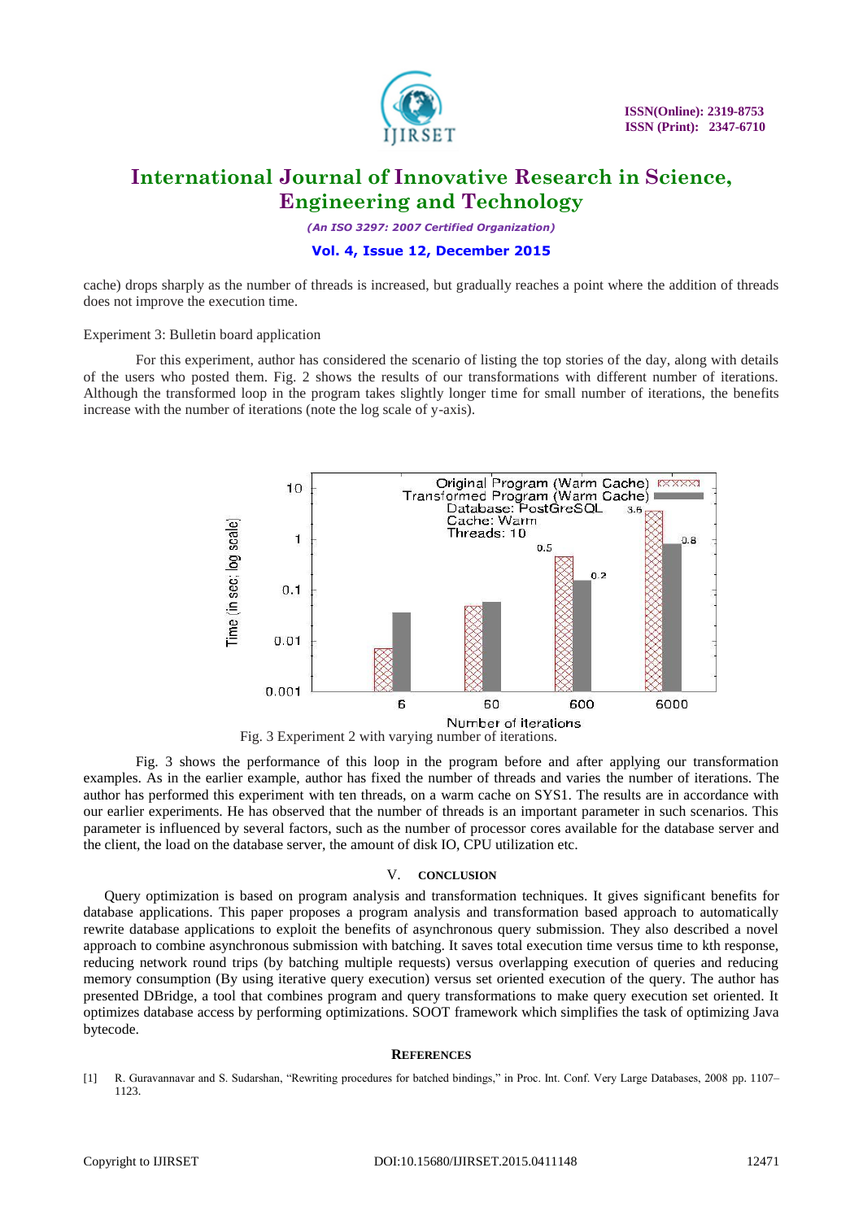cache) drops sharply as the number of threads is increased, but gradually reaches a point where the addition of threads does not improve the execution time.

Experiment 3: Bulletin board application

For this experiment, author has considered the scenario of listing the top stories of the day, along with details of the users who posted them. Fig. 2 shows the results of our transformations with different number of iterations. Although the transformed loop in the program takes slightly longer time for small number of iterations, the benefits increase with the number of iterations (note the log scale of y-axis).

Fig. 3 Experiment 2 with varying number of iterations.

Fig. 3 shows the performance of this loop in the program before and after applying our transformation examples. As in the earlier example, author has fixed the number of threads and varies the number of iterations. The author has performed this experiment with ten threads, on a warm cache on SYS1. The results are in accordance with our earlier experiments. He has observed that the number of threads is an important parameter in such scenarios. This parameter is influenced by several factors, such as the number of processor cores available for the database server and the client, the load on the database server, the amount of disk IO, CPU utilization etc.

## V. CONCLUSION

Query optimization is based on program analysis and transformation techniques. It gives significant benefits for database applications. This paper proposes a program analysis and transformation based approach to automatically rewrite database applications to exploit the benefits of asynchronous query submission. They also described a novel approach to combine asynchronous submission with batching. It saves total execution time versus time to kth response, reducing network round trips (by batching multiple requests) versus overlapping execution of queries and reducing memory consumption (By using iterative query execution) versus set oriented execution of the query. The author has presented DBridge, a tool that combines program and query transformations to make query execution set oriented. It optimizes database access by performing optimizations. SOOT framework which simplifies the task of optimizing Java bytecode.

## REFERENCES

[1] R. Guravannavar and S. Sudarshan, "Rewriting procedures for batched bindings," in Proc. Int. Conf. Very Large Databases, 2008 pp. 1107–1123.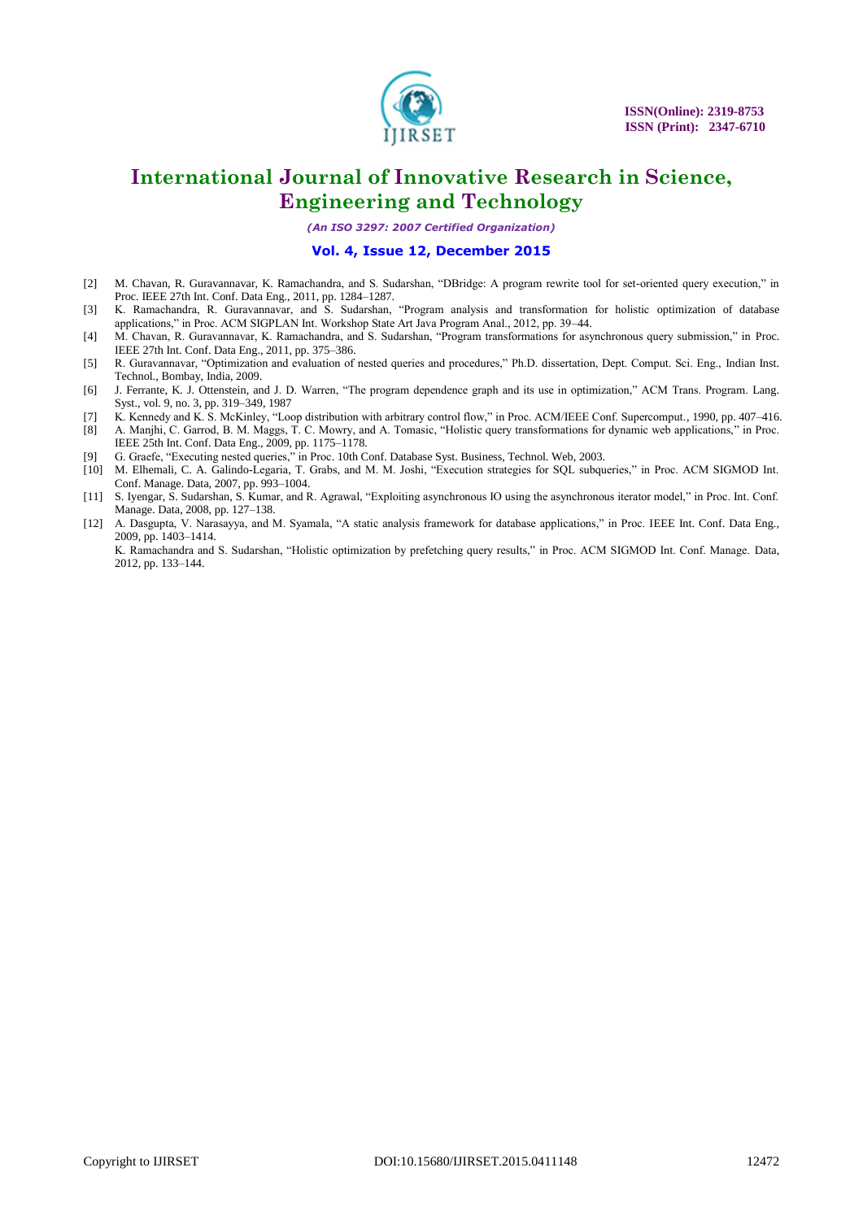[2] M. Chavan, R. Guravannavar, K. Ramachandra, and S. Sudarshan, "DBridge: A program rewrite tool for set-oriented query execution," in Proc. IEEE 27th Int. Conf. Data Eng., 2011, pp. 1284–1287.

[3] K. Ramachandra, R. Guravannavar, and S. Sudarshan, "Program analysis and transformation for holistic optimization of database applications," in Proc. ACM SIGPLAN Int. Workshop State Art Java Program Anal., 2012, pp. 39–44.

[4] M. Chavan, R. Guravannavar, K. Ramachandra, and S. Sudarshan, "Program transformations for asynchronous query submission," in Proc. IEEE 27th Int. Conf. Data Eng., 2011, pp. 375–386.

[5] R. Guravannavar, "Optimization and evaluation of nested queries and procedures," Ph.D. dissertation, Dept. Comput. Sci. Eng., Indian Inst. Technol., Bombay, India, 2009.

[6] J. Ferrante, K. J. Ottenstein, and J. D. Warren, "The program dependence graph and its use in optimization," ACM Trans. Program. Lang. Syst., vol. 9, no. 3, pp. 319–349, 1987

[7] K. Kennedy and K. S. McKinley, "Loop distribution with arbitrary control flow," in Proc. ACM/IEEE Conf. Supercomput., 1990, pp. 407–416.

[8] A. Manjhi, C. Garrod, B. M. Maggs, T. C. Mowry, and A. Tomasic, "Holistic query transformations for dynamic web applications," in Proc. IEEE 25th Int. Conf. Data Eng., 2009, pp. 1175–1178.

[9] G. Graefe, "Executing nested queries," in Proc. 10th Conf. Database Syst. Business, Technol. Web, 2003.

[10] M. Elhemali, C. A. Galindo-Legaria, T. Grabs, and M. M. Joshi, "Execution strategies for SQL subqueries," in Proc. ACM SIGMOD Int. Conf. Manage. Data, 2007, pp. 993–1004.

[11] S. Iyengar, S. Sudarshan, S. Kumar, and R. Agrawal, "Exploiting asynchronous IO using the asynchronous iterator model," in Proc. Int. Conf. Manage. Data, 2008, pp. 127–138.

[12] A. Dasgupta, V. Narasayya, and M. Syamala, "A static analysis framework for database applications," in Proc. IEEE Int. Conf. Data Eng., 2009, pp. 1403–1414.

K. Ramachandra and S. Sudarshan, "Holistic optimization by prefetching query results," in Proc. ACM SIGMOD Int. Conf. Manage. Data, 2012, pp. 133–144.